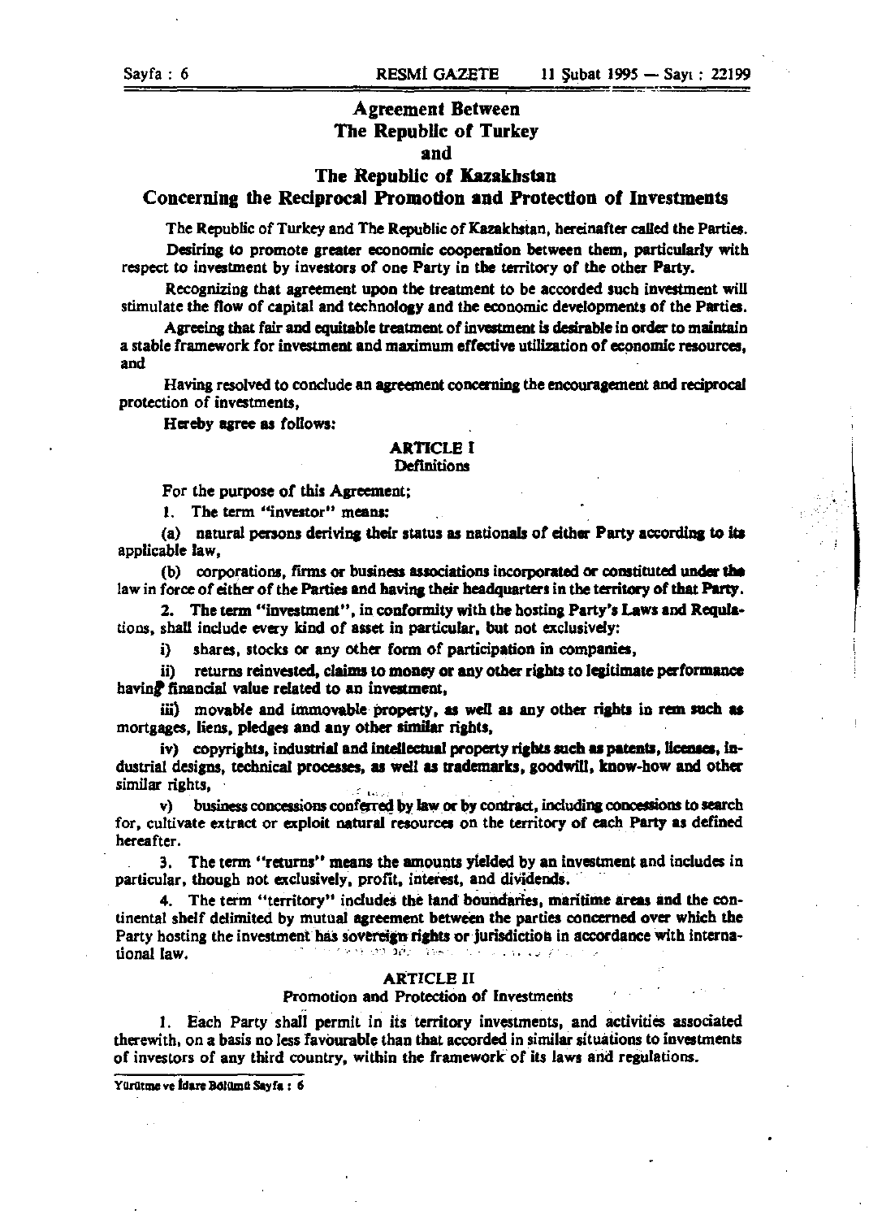# Agreement Between The Republic of Turkey and The Republic of Kazakhstan Concerning the Reciprocal Promotion and Protection of Investments

The Republic of Turkey and The Republic of Kazakhstan, hereinafter called the Parties.

Desiring to promote greater economic cooperation between them, particularly with respect to investment by investors of one Party in the territory of the other Party.

Recognizing that agreement upon the treatment to be accorded such investment will stimulate the flow of capital and technology and the economic developments of the Parties.

Agreeing that fair and equitable treatment of investment is desirable in order to maintain a stable framework for investment and maximum effective utilization of economic resources, and

Having resolved to conclude an agreement concerning the encouragement and reciprocal protection of investments,

Hereby agree as follows:

## ARTICLE I
### Definitions

For the purpose of this Agreement;

1. The term "investor" means:

(a) natural persons deriving their status as nationals of either Party according to its applicable law,

(b) corporations, firms or business associations incorporated or constituted under the law in force of either of the Parties and having their headquarters in the territory of that Party.

2. The term "investment", in conformity with the hosting Party's Laws and Requlations, shall include every kind of asset in particular, but not exclusively:

i) shares, stocks or any other form of participation in companies,

ii) returns reinvested, claims to money or any other rights to legitimate performance having financial value related to an investment,

iii) movable and immovable property, as well as any other rights in rem such as mortgages, liens, pledges and any other similar rights,

iv) copyrights, industrial and intellectual property rights such as patents, licenses, industrial designs, technical processes, as well as trademarks, goodwill, know-how and other similar rights,

v) business concessions conferred by law or by contract, including concessions to search for, cultivate extract or exploit natural resources on the territory of each Party as defined hereafter.

3. The term "returns" means the amounts yielded by an investment and includes in particular, though not exclusively, profit, interest, and dividends.

4. The term "territory" includes the land boundaries, maritime areas and the continental shelf delimited by mutual agreement between the parties concerned over which the Party hosting the investment has sovereign rights or jurisdiction in accordance with international law.

## ARTICLE II
### Promotion and Protection of Investments

1. Each Party shall permit in its territory investments, and activities associated therewith, on a basis no less favourable than that accorded in similar situations to investments of investors of any third country, within the framework of its laws and regulations.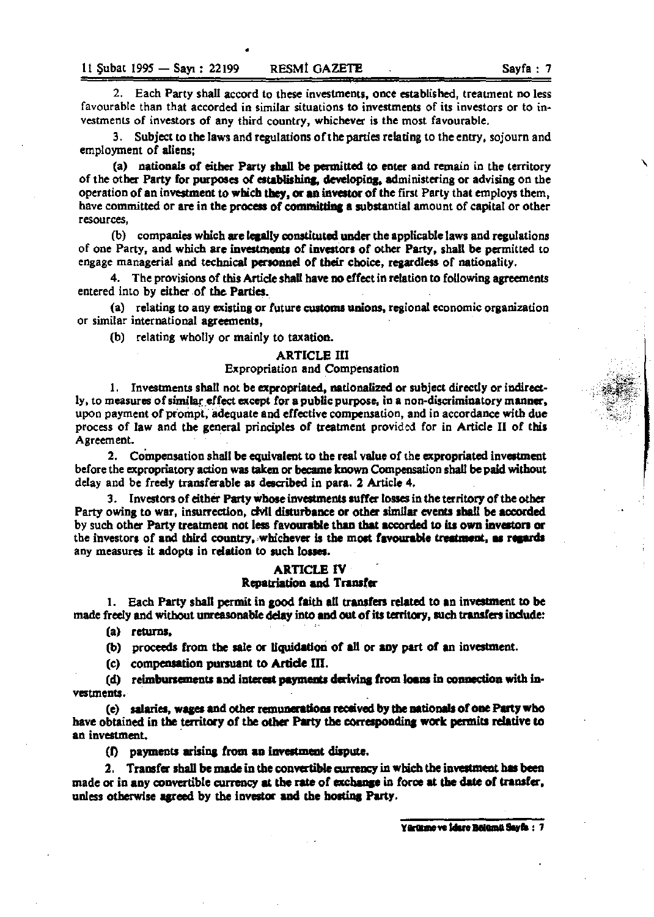2. Each Party shall accord to these investments, once established, treatment no less favourable than that accorded in similar situations to investments of its investors or to investments of investors of any third country, whichever is the most favourable.

3. Subject to the laws and regulations of the parties relating to the entry, sojourn and employment of aliens;

(a) nationals of either Party shall be permitted to enter and remain in the territory of the other Party for purposes of establishing, developing, administering or advising on the operation of an investment to which they, or an investor of the first Party that employs them, have committed or are in the process of committing a substantial amount of capital or other resources,

(b) companies which are legally constituted under the applicable laws and regulations of one Party, and which are investments of investors of other Party, shall be permitted to engage managerial and technical personnel of their choice, regardless of nationality.

4. The provisions of this Article shall have no effect in relation to following agreements entered into by either of the Parties.

(a) relating to any existing or future customs unions, regional economic organization or similar international agreements,

(b) relating wholly or mainly to taxation.

## ARTICLE III
### Expropriation and Compensation

1. Investments shall not be expropriated, nationalized or subject directly or indirectly, to measures of similar effect except for a public purpose, in a non-discriminatory manner, upon payment of prompt, adequate and effective compensation, and in accordance with due process of law and the general principles of treatment provided for in Article II of this Agreement.

2. Compensation shall be equivalent to the real value of the expropriated investment before the expropriatory action was taken or became known Compensation shall be paid without delay and be freely transferable as described in para. 2 Article 4.

3. Investors of either Party whose investments suffer losses in the territory of the other Party owing to war, insurrection, civil disturbance or other similar events shall be accorded by such other Party treatment not less favourable than that accorded to its own investors or the investors of and third country, whichever is the most favourable treatment, as regards any measures it adopts in relation to such losses.

## ARTICLE IV
### Repatriation and Transfer

1. Each Party shall permit in good faith all transfers related to an investment to be made freely and without unreasonable delay into and out of its territory, such transfers include:

(a) returns,

(b) proceeds from the sale or liquidation of all or any part of an investment.

(c) compensation pursuant to Article III.

(d) reimbursements and interest payments deriving from loans in connection with investments.

(e) salaries, wages and other remunerations received by the nationals of one Party who have obtained in the territory of the other Party the corresponding work permits relative to an investment.

(f) payments arising from an investment dispute.

2. Transfer shall be made in the convertible currency in which the investment has been made or in any convertible currency at the rate of exchange in force at the date of transfer, unless otherwise agreed by the investor and the hosting Party.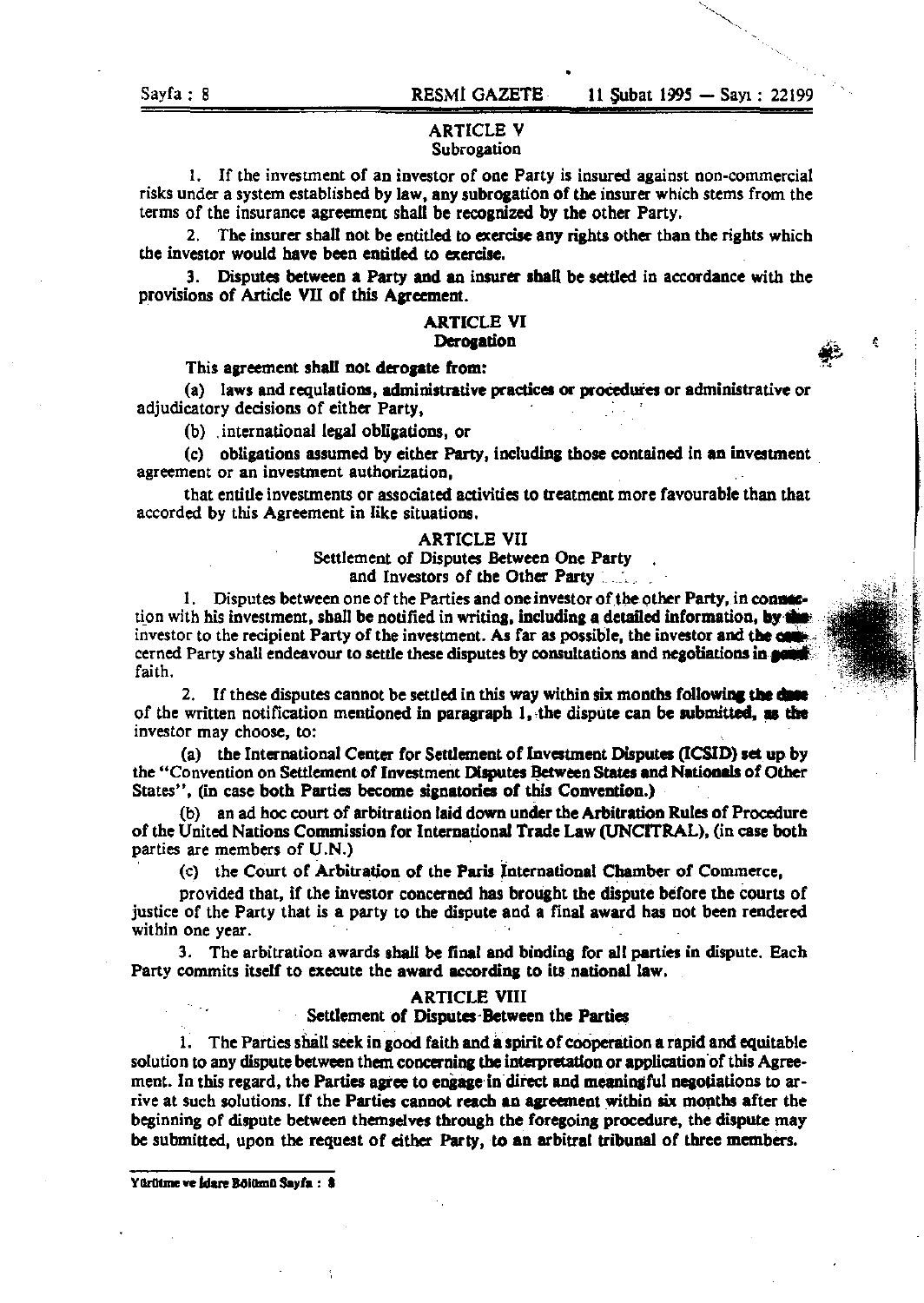## ARTICLE V
### Subrogation

1. If the investment of an investor of one Party is insured against non-commercial risks under a system established by law, any subrogation of the insurer which stems from the terms of the insurance agreement shall be recognized by the other Party.

2. The insurer shall not be entitled to exercise any rights other than the rights which the investor would have been entitled to exercise.

3. Disputes between a Party and an insurer shall be settled in accordance with the provisions of Article VII of this Agreement.

## ARTICLE VI
### Derogation

This agreement shall not derogate from:

(a) laws and requlations, administrative practices or procedures or administrative or adjudicatory decisions of either Party,

(b) international legal obligations, or

(c) obligations assumed by either Party, including those contained in an investment agreement or an investment authorization,

that entitle investments or associated activities to treatment more favourable than that accorded by this Agreement in like situations.

## ARTICLE VII
### Settlement of Disputes Between One Party and Investors of the Other Party

1. Disputes between one of the Parties and one investor of the other Party, in connection with his investment, shall be notified in writing, including a detailed information, by the investor to the recipient Party of the investment. As far as possible, the investor and the concerned Party shall endeavour to settle these disputes by consultations and negotiations in good faith.

2. If these disputes cannot be settled in this way within six months following the date of the written notification mentioned in paragraph 1, the dispute can be submitted, as the investor may choose, to:

(a) the International Center for Settlement of Investment Disputes (ICSID) set up by the "Convention on Settlement of Investment Disputes Between States and Nationals of Other States", (in case both Parties become signatories of this Convention.)

(b) an ad hoc court of arbitration laid down under the Arbitration Rules of Procedure of the United Nations Commission for International Trade Law (UNCITRAL), (in case both parties are members of U.N.)

(c) the Court of Arbitration of the Paris International Chamber of Commerce,

provided that, if the investor concerned has brought the dispute before the courts of justice of the Party that is a party to the dispute and a final award has not been rendered within one year.

3. The arbitration awards shall be final and binding for all parties in dispute. Each Party commits itself to execute the award according to its national law.

## ARTICLE VIII
### Settlement of Disputes Between the Parties

1. The Parties shall seek in good faith and a spirit of cooperation a rapid and equitable solution to any dispute between them concerning the interpretation or application of this Agreement. In this regard, the Parties agree to engage in direct and meaningful negotiations to arrive at such solutions. If the Parties cannot reach an agreement within six months after the beginning of dispute between themselves through the foregoing procedure, the dispute may be submitted, upon the request of either Party, to an arbitral tribunal of three members.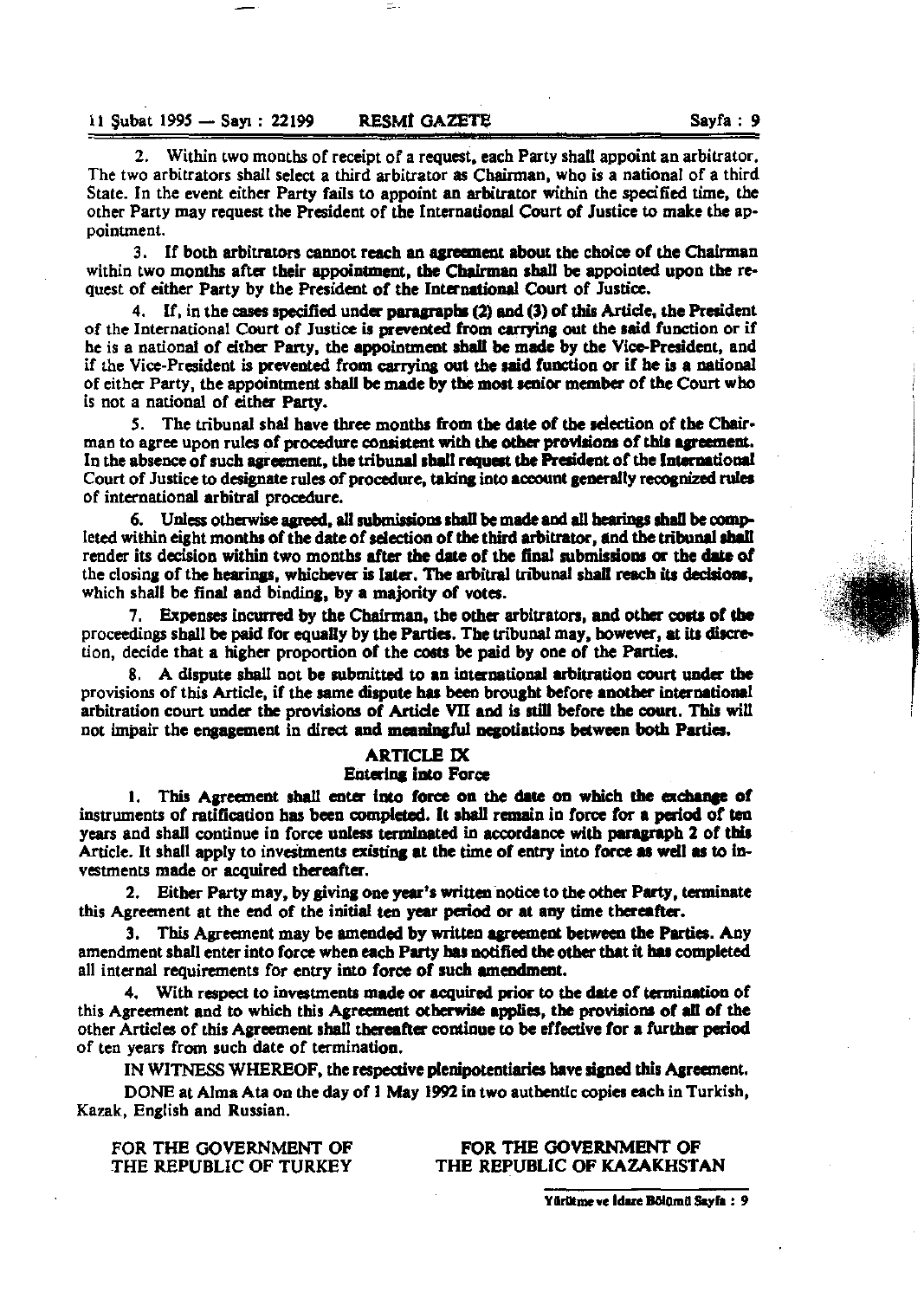2. Within two months of receipt of a request, each Party shall appoint an arbitrator. The two arbitrators shall select a third arbitrator as Chairman, who is a national of a third State. In the event either Party fails to appoint an arbitrator within the specified time, the other Party may request the President of the International Court of Justice to make the appointment.

3. If both arbitrators cannot reach an agreement about the choice of the Chairman within two months after their appointment, the Chairman shall be appointed upon the request of either Party by the President of the International Court of Justice.

4. If, in the cases specified under paragraphs (2) and (3) of this Article, the President of the International Court of Justice is prevented from carrying out the said function or if he is a national of either Party, the appointment shall be made by the Vice-President, and if the Vice-President is prevented from carrying out the said function or if he is a national of either Party, the appointment shall be made by the most senior member of the Court who is not a national of either Party.

5. The tribunal shal have three months from the date of the selection of the Chairman to agree upon rules of procedure consistent with the other provisions of this agreement. In the absence of such agreement, the tribunal shall request the President of the International Court of Justice to designate rules of procedure, taking into account generally recognized rules of international arbitral procedure.

6. Unless otherwise agreed, all submissions shall be made and all hearings shall be completed within eight months of the date of selection of the third arbitrator, and the tribunal shall render its decision within two months after the date of the final submissions or the date of the closing of the hearings, whichever is later. The arbitral tribunal shall reach its decisions, which shall be final and binding, by a majority of votes.

7. Expenses incurred by the Chairman, the other arbitrators, and other costs of the proceedings shall be paid for equally by the Parties. The tribunal may, however, at its discretion, decide that a higher proportion of the costs be paid by one of the Parties.

8. A dispute shall not be submitted to an international arbitration court under the provisions of this Article, if the same dispute has been brought before another international arbitration court under the provisions of Article VII and is still before the court. This will not impair the engagement in direct and meaningful negotiations between both Parties.

## ARTICLE IX
### Entering into Force

1. This Agreement shall enter into force on the date on which the exchange of instruments of ratification has been completed. It shall remain in force for a period of ten years and shall continue in force unless terminated in accordance with paragraph 2 of this Article. It shall apply to investments existing at the time of entry into force as well as to investments made or acquired thereafter.

2. Either Party may, by giving one year's written notice to the other Party, terminate this Agreement at the end of the initial ten year period or at any time thereafter.

3. This Agreement may be amended by written agreement between the Parties. Any amendment shall enter into force when each Party has notified the other that it has completed all internal requirements for entry into force of such amendment.

4. With respect to investments made or acquired prior to the date of termination of this Agreement and to which this Agreement otherwise applies, the provisions of all of the other Articles of this Agreement shall thereafter continue to be effective for a further period of ten years from such date of termination.

IN WITNESS WHEREOF, the respective plenipotentiaries have signed this Agreement.

DONE at Alma Ata on the day of 1 May 1992 in two authentic copies each in Turkish, Kazak, English and Russian.

| FOR THE GOVERNMENT OF THE REPUBLIC OF TURKEY | FOR THE GOVERNMENT OF THE REPUBLIC OF KAZAKHSTAN |
|---|---|